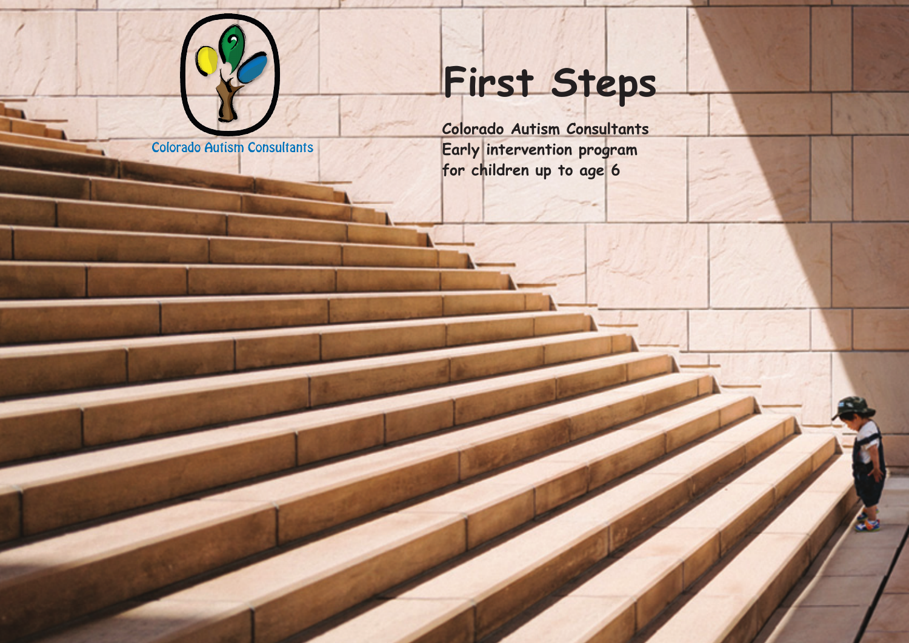Colorado Autism Consultants

# First Steps

**Colorado Autism Consultants**
**Early intervention program**
**for children up to age 6**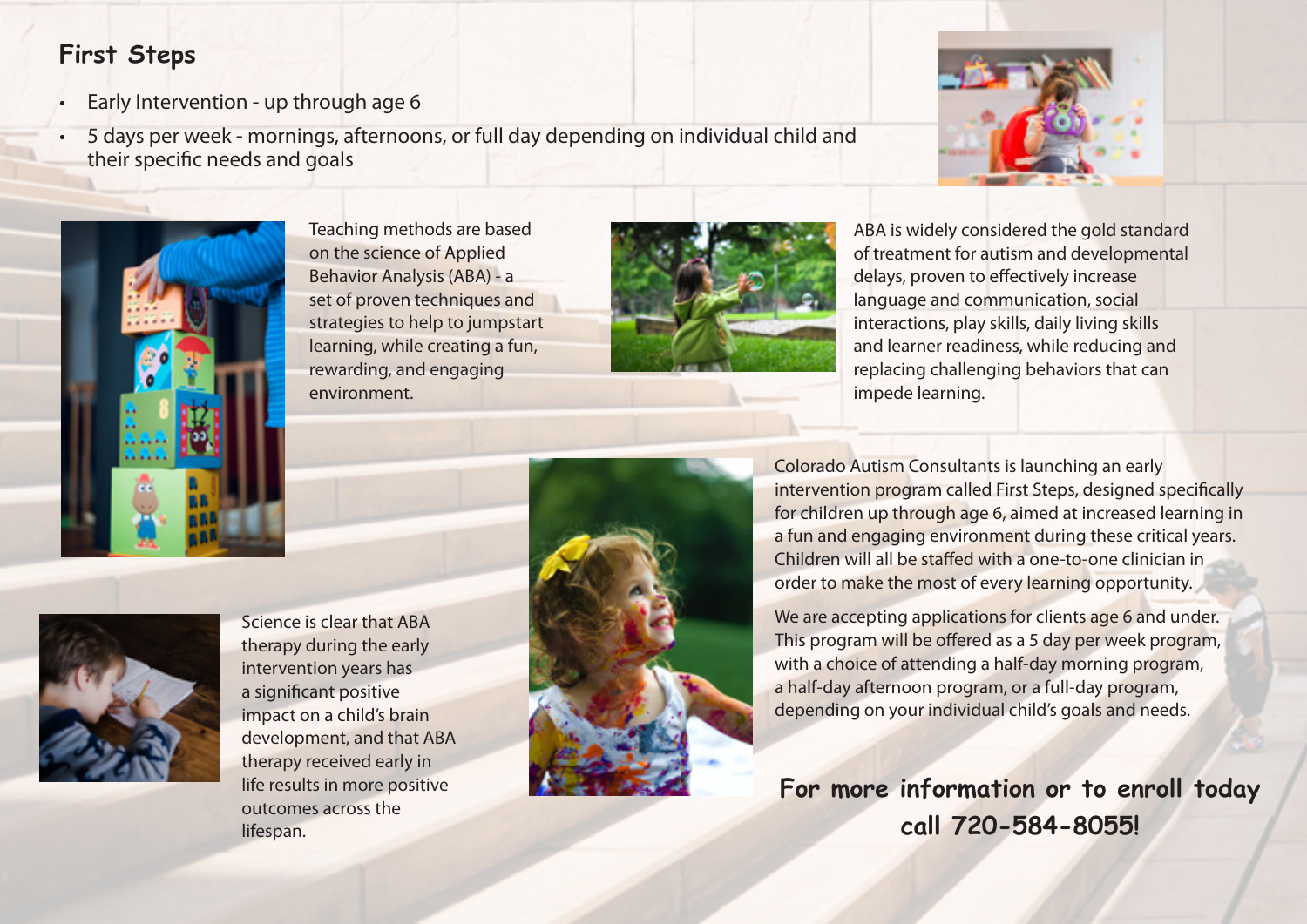## First Steps

- Early Intervention - up through age 6
- 5 days per week - mornings, afternoons, or full day depending on individual child and their specific needs and goals

Teaching methods are based on the science of Applied Behavior Analysis (ABA) - a set of proven techniques and strategies to help to jumpstart learning, while creating a fun, rewarding, and engaging environment.

ABA is widely considered the gold standard of treatment for autism and developmental delays, proven to effectively increase language and communication, social interactions, play skills, daily living skills and learner readiness, while reducing and replacing challenging behaviors that can impede learning.

Science is clear that ABA therapy during the early intervention years has a significant positive impact on a child's brain development, and that ABA therapy received early in life results in more positive outcomes across the lifespan.

Colorado Autism Consultants is launching an early intervention program called First Steps, designed specifically for children up through age 6, aimed at increased learning in a fun and engaging environment during these critical years. Children will all be staffed with a one-to-one clinician in order to make the most of every learning opportunity.

We are accepting applications for clients age 6 and under. This program will be offered as a 5 day per week program, with a choice of attending a half-day morning program, a half-day afternoon program, or a full-day program, depending on your individual child's goals and needs.

**For more information or to enroll today call 720-584-8055!**